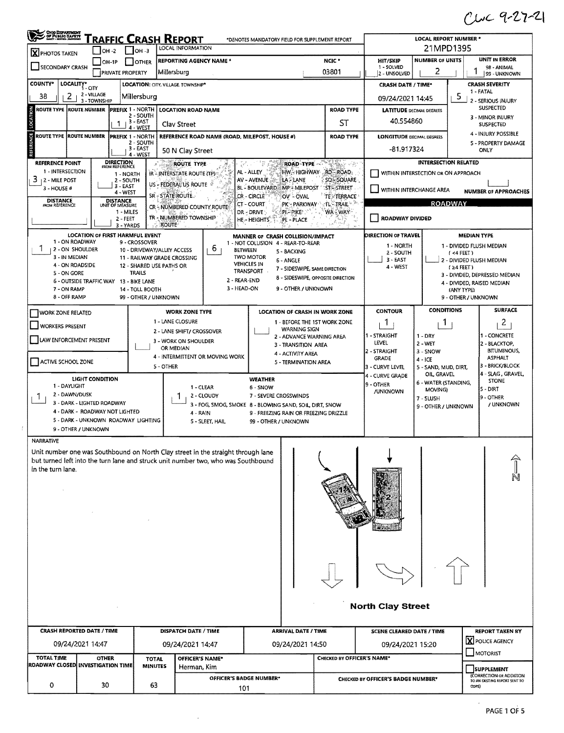CWC 9-27-21

# TRAFFIC CRASH REPORT

*DENOTES MANDATORY FIELD FOR SUPPLEMENT REPORT

| | |
|---|---|
| LOCAL REPORT NUMBER * | 21MPD1395 |
| [X] PHOTOS TAKEN | [ ] OH-2 [ ] OH-3 [ ] OH-1P [ ] OTHER |
| [ ] SECONDARY CRASH | [ ] PRIVATE PROPERTY |
| REPORTING AGENCY NAME * | Millersburg |
| NCIC * | 03801 |
| HIT/SKIP (1 - SOLVED, 2 - UNSOLVED) | |
| NUMBER OF UNITS | 2 |
| UNIT IN ERROR (98 - ANIMAL, 99 - UNKNOWN) | 1 |
| COUNTY* | 38 |
| LOCALITY* (1 - CITY, 2 - VILLAGE, 3 - TOWNSHIP) | 2 |
| LOCATION: CITY, VILLAGE, TOWNSHIP* | Millersburg |
| CRASH DATE / TIME* | 09/24/2021 14:45 |
| CRASH SEVERITY (1 - FATAL, 2 - SERIOUS INJURY SUSPECTED, 3 - MINOR INJURY SUSPECTED, 4 - INJURY POSSIBLE, 5 - PROPERTY DAMAGE ONLY) | 5 |

## LOCATION

| ROUTE TYPE | ROUTE NUMBER | PREFIX (1 - NORTH, 2 - SOUTH, 3 - EAST, 4 - WEST) | LOCATION ROAD NAME | ROAD TYPE | LATITUDE DECIMAL DEGREES |
|---|---|---|---|---|---|
| | | 1 | Clay Street | ST | 40.554860 |

## REFERENCE

| ROUTE TYPE | ROUTE NUMBER | PREFIX | REFERENCE ROAD NAME (ROAD, MILEPOST, HOUSE #) | ROAD TYPE | LONGITUDE DECIMAL DEGREES |
|---|---|---|---|---|---|
| | | | 50 N Clay Street | | -81.917324 |

REFERENCE POINT (1 - INTERSECTION, 2 - MILE POST, 3 - HOUSE #): 3

DIRECTION FROM REFERENCE (1 - NORTH, 2 - SOUTH, 3 - EAST, 4 - WEST):

DISTANCE FROM REFERENCE:

DISTANCE UNIT OF MEASURE (1 - MILES, 2 - FEET, 3 - YARDS):

ROUTE TYPE: IR - INTERSTATE ROUTE (TP), US - FEDERAL US ROUTE, SR - STATE ROUTE, CR - NUMBERED COUNTY ROUTE, TR - NUMBERED TOWNSHIP ROUTE

ROAD TYPE: AL - ALLEY, AV - AVENUE, BL - BOULEVARD, CR - CIRCLE, CT - COURT, DR - DRIVE, HE - HEIGHTS, HW - HIGHWAY, LA - LANE, MP - MILEPOST, OV - OVAL, PK - PARKWAY, PI - PIKE, PL - PLACE, RD - ROAD, SQ - SQUARE, ST - STREET, TE - TERRACE, TL - TRAIL, WA - WAY

INTERSECTION RELATED: [ ] WITHIN INTERSECTION OR ON APPROACH; [ ] WITHIN INTERCHANGE AREA; NUMBER OF APPROACHES:

ROADWAY: [ ] ROADWAY DIVIDED

LOCATION OF FIRST HARMFUL EVENT: 1
(1 - ON ROADWAY, 2 - ON SHOULDER, 3 - IN MEDIAN, 4 - ON ROADSIDE, 5 - ON GORE, 6 - OUTSIDE TRAFFIC WAY, 7 - ON RAMP, 8 - OFF RAMP, 9 - CROSSOVER, 10 - DRIVEWAY/ALLEY ACCESS, 11 - RAILWAY GRADE CROSSING, 12 - SHARED USE PATHS OR TRAILS, 13 - BIKE LANE, 14 - TOLL BOOTH, 99 - OTHER / UNKNOWN)

MANNER OF CRASH COLLISION/IMPACT: 6
(1 - NOT COLLISION BETWEEN TWO MOTOR VEHICLES IN TRANSPORT, 2 - REAR-END, 3 - HEAD-ON, 4 - REAR-TO-REAR, 5 - BACKING, 6 - ANGLE, 7 - SIDESWIPE, SAME DIRECTION, 8 - SIDESWIPE, OPPOSITE DIRECTION, 9 - OTHER / UNKNOWN)

DIRECTION OF TRAVEL (1 - NORTH, 2 - SOUTH, 3 - EAST, 4 - WEST):

MEDIAN TYPE: (1 - DIVIDED FLUSH MEDIAN (<4 FEET), 2 - DIVIDED FLUSH MEDIAN (≥4 FEET), 3 - DIVIDED, DEPRESSED MEDIAN, 4 - DIVIDED, RAISED MEDIAN (ANY TYPE), 9 - OTHER / UNKNOWN)

[ ] WORK ZONE RELATED
[ ] WORKERS PRESENT
[ ] LAW ENFORCEMENT PRESENT
[ ] ACTIVE SCHOOL ZONE

WORK ZONE TYPE: (1 - LANE CLOSURE, 2 - LANE SHIFT/ CROSSOVER, 3 - WORK ON SHOULDER OR MEDIAN, 4 - INTERMITTENT OR MOVING WORK, 5 - OTHER)

LOCATION OF CRASH IN WORK ZONE: (1 - BEFORE THE 1ST WORK ZONE WARNING SIGN, 2 - ADVANCE WARNING AREA, 3 - TRANSITION AREA, 4 - ACTIVITY AREA, 5 - TERMINATION AREA)

| CONTOUR | CONDITIONS | SURFACE |
|---|---|---|
| 1 | 1 | 2 |
| 1 - STRAIGHT LEVEL, 2 - STRAIGHT GRADE, 3 - CURVE LEVEL, 4 - CURVE GRADE, 9 - OTHER /UNKNOWN | 1 - DRY, 2 - WET, 3 - SNOW, 4 - ICE, 5 - SAND, MUD, DIRT, OIL, GRAVEL, 6 - WATER (STANDING, MOVING), 7 - SLUSH, 9 - OTHER / UNKNOWN | 1 - CONCRETE, 2 - BLACKTOP, BITUMINOUS, ASPHALT, 3 - BRICK/BLOCK, 4 - SLAG, GRAVEL, STONE, 5 - DIRT, 9 - OTHER / UNKNOWN |

LIGHT CONDITION: 1
(1 - DAYLIGHT, 2 - DAWN/DUSK, 3 - DARK - LIGHTED ROADWAY, 4 - DARK - ROADWAY NOT LIGHTED, 5 - DARK - UNKNOWN ROADWAY LIGHTING, 9 - OTHER / UNKNOWN)

WEATHER: 1
(1 - CLEAR, 2 - CLOUDY, 3 - FOG, SMOG, SMOKE, 4 - RAIN, 5 - SLEET, HAIL, 6 - SNOW, 7 - SEVERE CROSSWINDS, 8 - BLOWING SAND, SOIL, DIRT, SNOW, 9 - FREEZING RAIN OR FREEZING DRIZZLE, 99 - OTHER / UNKNOWN)

## NARRATIVE

Unit number one was Southbound on North Clay street in the straight through lane but turned left into the turn lane and struck unit number two, who was Southbound in the turn lane.

North Clay Street

| CRASH REPORTED DATE / TIME | DISPATCH DATE / TIME | ARRIVAL DATE / TIME | SCENE CLEARED DATE / TIME | REPORT TAKEN BY |
|---|---|---|---|---|
| 09/24/2021 14:47 | 09/24/2021 14:47 | 09/24/2021 14:50 | 09/24/2021 15:20 | [X] POLICE AGENCY [ ] MOTORIST |

| TOTAL TIME ROADWAY CLOSED | OTHER INVESTIGATION TIME | TOTAL MINUTES | OFFICER'S NAME* | OFFICER'S BADGE NUMBER* | CHECKED BY OFFICER'S NAME* | CHECKED BY OFFICER'S BADGE NUMBER* |
|---|---|---|---|---|---|---|
| 0 | 30 | 63 | Herman, Kim | 101 | | |

[ ] SUPPLEMENT (CORRECTION OR ADDITION TO AN EXISTING REPORT SENT TO ODPS)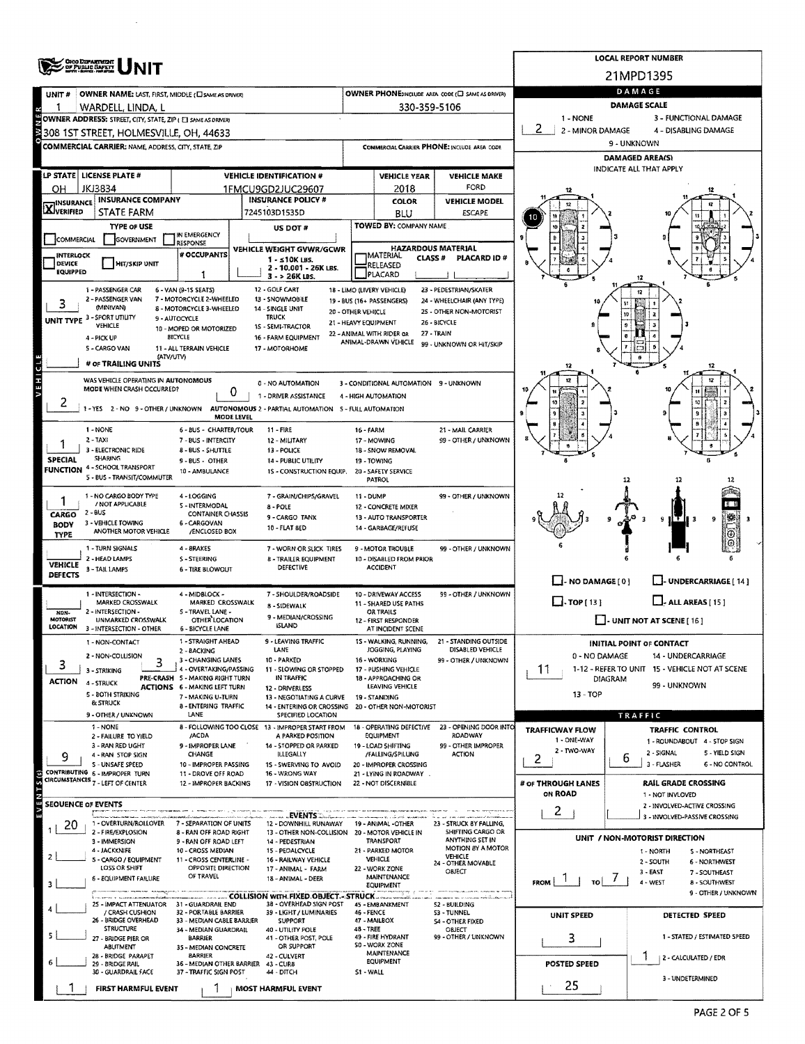# UNIT

**LOCAL REPORT NUMBER:** 21MPD1395

| UNIT # | OWNER NAME: LAST, FIRST, MIDDLE | OWNER PHONE |
|---|---|---|
| 1 | WARDELL, LINDA, L | 330-359-5106 |

**OWNER ADDRESS:** 308 1ST STREET, HOLMESVILLE, OH, 44633

**COMMERCIAL CARRIER:** NAME, ADDRESS, CITY, STATE, ZIP

**COMMERCIAL CARRIER PHONE:**

| LP STATE | LICENSE PLATE # | VEHICLE IDENTIFICATION # | VEHICLE YEAR | VEHICLE MAKE |
|---|---|---|---|---|
| OH | JKJ3834 | 1FMCU9GD2JUC29607 | 2018 | FORD |

| INSURANCE | INSURANCE COMPANY | INSURANCE POLICY # | COLOR | VEHICLE MODEL |
|---|---|---|---|---|
| X VERIFIED | STATE FARM | 7245103D1535D | BLU | ESCAPE |

**TYPE OF USE:** COMMERCIAL / GOVERNMENT / IN EMERGENCY RESPONSE

**US DOT #:**

**TOWED BY:** COMPANY NAME

**# OCCUPANTS:** 1

**VEHICLE WEIGHT GVWR/GCWR:** 1 - ≤10K LBS. / 2 - 10.001 - 26K LBS. / 3 - > 26K LBS.

**HAZARDOUS MATERIAL:** MATERIAL RELEASED / PLACARD — CLASS # — PLACARD ID #

INTERLOCK DEVICE EQUIPPED / HIT/SKIP UNIT

**UNIT TYPE:** 3

1 - PASSENGER CAR, 2 - PASSENGER VAN (MINIVAN), 3 - SPORT UTILITY VEHICLE, 4 - PICK UP, 5 - CARGO VAN, 6 - VAN (9-15 SEATS), 7 - MOTORCYCLE 2-WHEELED, 8 - MOTORCYCLE 3-WHEELED, 9 - AUTOCYCLE, 10 - MOPED OR MOTORIZED BICYCLE, 11 - ALL TERRAIN VEHICLE (ATV/UTV), 12 - GOLF CART, 13 - SNOWMOBILE, 14 - SINGLE UNIT TRUCK, 15 - SEMI-TRACTOR, 16 - FARM EQUIPMENT, 17 - MOTORHOME, 18 - LIMO (LIVERY VEHICLE), 19 - BUS (16+ PASSENGERS), 20 - OTHER VEHICLE, 21 - HEAVY EQUIPMENT, 22 - ANIMAL WITH RIDER OR ANIMAL-DRAWN VEHICLE, 23 - PEDESTRIAN/SKATER, 24 - WHEELCHAIR (ANY TYPE), 25 - OTHER NON-MOTORIST, 26 - BICYCLE, 27 - TRAIN, 99 - UNKNOWN OR HIT/SKIP

**# OF TRAILING UNITS:**

**WAS VEHICLE OPERATING IN AUTONOMOUS MODE WHEN CRASH OCCURRED?** 2 (1 - YES 2 - NO 9 - OTHER / UNKNOWN)

**AUTONOMOUS MODE LEVEL:** 0 (0 - NO AUTOMATION, 1 - DRIVER ASSISTANCE, 2 - PARTIAL AUTOMATION, 3 - CONDITIONAL AUTOMATION, 4 - HIGH AUTOMATION, 5 - FULL AUTOMATION, 9 - UNKNOWN)

**SPECIAL FUNCTION:** 1

1 - NONE, 2 - TAXI, 3 - ELECTRONIC RIDE SHARING, 4 - SCHOOL TRANSPORT, 5 - BUS - TRANSIT/COMMUTER, 6 - BUS - CHARTER/TOUR, 7 - BUS - INTERCITY, 8 - BUS - SHUTTLE, 9 - BUS - OTHER, 10 - AMBULANCE, 11 - FIRE, 12 - MILITARY, 13 - POLICE, 14 - PUBLIC UTILITY, 15 - CONSTRUCTION EQUIP., 16 - FARM, 17 - MOWING, 18 - SNOW REMOVAL, 19 - TOWING, 20 - SAFETY SERVICE PATROL, 21 - MAIL CARRIER, 99 - OTHER / UNKNOWN

**CARGO BODY TYPE:** 1

1 - NO CARGO BODY TYPE / NOT APPLICABLE, 2 - BUS, 3 - VEHICLE TOWING ANOTHER MOTOR VEHICLE, 4 - LOGGING, 5 - INTERMODAL CONTAINER CHASSIS, 6 - CARGOVAN /ENCLOSED BOX, 7 - GRAIN/CHIPS/GRAVEL, 8 - POLE, 9 - CARGO TANK, 10 - FLAT BED, 11 - DUMP, 12 - CONCRETE MIXER, 13 - AUTO TRANSPORTER, 14 - GARBAGE/REFUSE, 99 - OTHER / UNKNOWN

**VEHICLE DEFECTS:**

1 - TURN SIGNALS, 2 - HEAD LAMPS, 3 - TAIL LAMPS, 4 - BRAKES, 5 - STEERING, 6 - TIRE BLOWOUT, 7 - WORN OR SLICK TIRES, 8 - TRAILER EQUIPMENT DEFECTIVE, 9 - MOTOR TROUBLE, 10 - DISABLED FROM PRIOR ACCIDENT, 99 - OTHER / UNKNOWN

**NON-MOTORIST LOCATION:**

1 - INTERSECTION - MARKED CROSSWALK, 2 - INTERSECTION - UNMARKED CROSSWALK, 3 - INTERSECTION - OTHER, 4 - MIDBLOCK - MARKED CROSSWALK, 5 - TRAVEL LANE - OTHER LOCATION, 6 - BICYCLE LANE, 7 - SHOULDER/ROADSIDE, 8 - SIDEWALK, 9 - MEDIAN/CROSSING ISLAND, 10 - DRIVEWAY ACCESS, 11 - SHARED USE PATHS OR TRAILS, 12 - FIRST RESPONDER AT INCIDENT SCENE, 99 - OTHER / UNKNOWN

**ACTION:** 3 **PRE-CRASH ACTIONS:** 3

1 - NON-CONTACT, 2 - NON-COLLISION, 3 - STRIKING, 4 - STRUCK, 5 - BOTH STRIKING & STRUCK, 9 - OTHER / UNKNOWN

1 - STRAIGHT AHEAD, 2 - BACKING, 3 - CHANGING LANES, 4 - OVERTAKING/PASSING, 5 - MAKING RIGHT TURN, 6 - MAKING LEFT TURN, 7 - MAKING U-TURN, 8 - ENTERING TRAFFIC LANE, 9 - LEAVING TRAFFIC LANE, 10 - PARKED, 11 - SLOWING OR STOPPED IN TRAFFIC, 12 - DRIVERLESS, 13 - NEGOTIATING A CURVE, 14 - ENTERING OR CROSSING SPECIFIED LOCATION, 15 - WALKING, RUNNING, JOGGING, PLAYING, 16 - WORKING, 17 - PUSHING VEHICLE, 18 - APPROACHING OR LEAVING VEHICLE, 19 - STANDING, 20 - OTHER NON-MOTORIST, 21 - STANDING OUTSIDE DISABLED VEHICLE, 99 - OTHER / UNKNOWN

**CONTRIBUTING CIRCUMSTANCES:** 9

1 - NONE, 2 - FAILURE TO YIELD, 3 - RAN RED LIGHT, 4 - RAN STOP SIGN, 5 - UNSAFE SPEED, 6 - IMPROPER TURN, 7 - LEFT OF CENTER, 8 - FOLLOWING TOO CLOSE /ACDA, 9 - IMPROPER LANE CHANGE, 10 - IMPROPER PASSING, 11 - DROVE OFF ROAD, 12 - IMPROPER BACKING, 13 - IMPROPER START FROM A PARKED POSITION, 14 - STOPPED OR PARKED ILLEGALLY, 15 - SWERVING TO AVOID, 16 - WRONG WAY, 17 - VISION OBSTRUCTION, 18 - OPERATING DEFECTIVE EQUIPMENT, 19 - LOAD SHIFTING /FALLING/SPILLING, 20 - IMPROPER CROSSING, 21 - LYING IN ROADWAY, 22 - NOT DISCERNIBLE, 23 - OPENING DOOR INTO ROADWAY, 99 - OTHER IMPROPER ACTION

**SEQUENCE OF EVENTS**

1: 20
2:
3:
4:
5:
6:

**EVENTS:** 1 - OVERTURN/ROLLOVER, 2 - FIRE/EXPLOSION, 3 - IMMERSION, 4 - JACKKNIFE, 5 - CARGO / EQUIPMENT LOSS OR SHIFT, 6 - EQUIPMENT FAILURE, 7 - SEPARATION OF UNITS, 8 - RAN OFF ROAD RIGHT, 9 - RAN OFF ROAD LEFT, 10 - CROSS MEDIAN, 11 - CROSS CENTERLINE - OPPOSITE DIRECTION OF TRAVEL, 12 - DOWNHILL RUNAWAY, 13 - OTHER NON-COLLISION, 14 - PEDESTRIAN, 15 - PEDALCYCLE, 16 - RAILWAY VEHICLE, 17 - ANIMAL - FARM, 18 - ANIMAL - DEER, 19 - ANIMAL -OTHER, 20 - MOTOR VEHICLE IN TRANSPORT, 21 - PARKED MOTOR VEHICLE, 22 - WORK ZONE MAINTENANCE EQUIPMENT, 23 - STRUCK BY FALLING, SHIFTING CARGO OR ANYTHING SET IN MOTION BY A MOTOR VEHICLE, 24 - OTHER MOVABLE OBJECT

**COLLISION WITH FIXED OBJECT - STRUCK:** 25 - IMPACT ATTENUATOR / CRASH CUSHION, 26 - BRIDGE OVERHEAD STRUCTURE, 27 - BRIDGE PIER OR ABUTMENT, 28 - BRIDGE PARAPET, 29 - BRIDGE RAIL, 30 - GUARDRAIL FACE, 31 - GUARDRAIL END, 32 - PORTABLE BARRIER, 33 - MEDIAN CABLE BARRIER, 34 - MEDIAN GUARDRAIL BARRIER, 35 - MEDIAN CONCRETE BARRIER, 36 - MEDIAN OTHER BARRIER, 37 - TRAFFIC SIGN POST, 38 - OVERHEAD SIGN POST, 39 - LIGHT / LUMINARIES SUPPORT, 40 - UTILITY POLE, 41 - OTHER POST, POLE OR SUPPORT, 42 - CULVERT, 43 - CURB, 44 - DITCH, 45 - EMBANKMENT, 46 - FENCE, 47 - MAILBOX, 48 - TREE, 49 - FIRE HYDRANT, 50 - WORK ZONE MAINTENANCE EQUIPMENT, 51 - WALL, 52 - BUILDING, 53 - TUNNEL, 54 - OTHER FIXED OBJECT, 99 - OTHER / UNKNOWN

**FIRST HARMFUL EVENT:** 1 **MOST HARMFUL EVENT:** 1

## DAMAGE

**DAMAGE SCALE:** 2

1 - NONE, 2 - MINOR DAMAGE, 3 - FUNCTIONAL DAMAGE, 4 - DISABLING DAMAGE, 9 - UNKNOWN

**DAMAGED AREA(S):** INDICATE ALL THAT APPLY — 10

NO DAMAGE [0] / UNDERCARRIAGE [14] / TOP [13] / ALL AREAS [15] / UNIT NOT AT SCENE [16]

**INITIAL POINT OF CONTACT:** 11

0 - NO DAMAGE, 1-12 - REFER TO UNIT DIAGRAM, 13 - TOP, 14 - UNDERCARRIAGE, 15 - VEHICLE NOT AT SCENE, 99 - UNKNOWN

## TRAFFIC

**TRAFFICWAY FLOW:** 2 (1 - ONE-WAY, 2 - TWO-WAY)

**TRAFFIC CONTROL:** 6 (1 - ROUNDABOUT, 2 - SIGNAL, 3 - FLASHER, 4 - STOP SIGN, 5 - YIELD SIGN, 6 - NO CONTROL)

**# OF THROUGH LANES ON ROAD:** 2

**RAIL GRADE CROSSING:** 1 - NOT INVLOVED, 2 - INVOLVED-ACTIVE CROSSING, 3 - INVOLVED-PASSIVE CROSSING

**UNIT / NON-MOTORIST DIRECTION:** FROM 1 TO 7

1 - NORTH, 2 - SOUTH, 3 - EAST, 4 - WEST, 5 - NORTHEAST, 6 - NORTHWEST, 7 - SOUTHEAST, 8 - SOUTHWEST, 9 - OTHER / UNKNOWN

**UNIT SPEED:** 3

**DETECTED SPEED:** 1 (1 - STATED / ESTIMATED SPEED, 2 - CALCULATED / EDR, 3 - UNDETERMINED)

**POSTED SPEED:** 25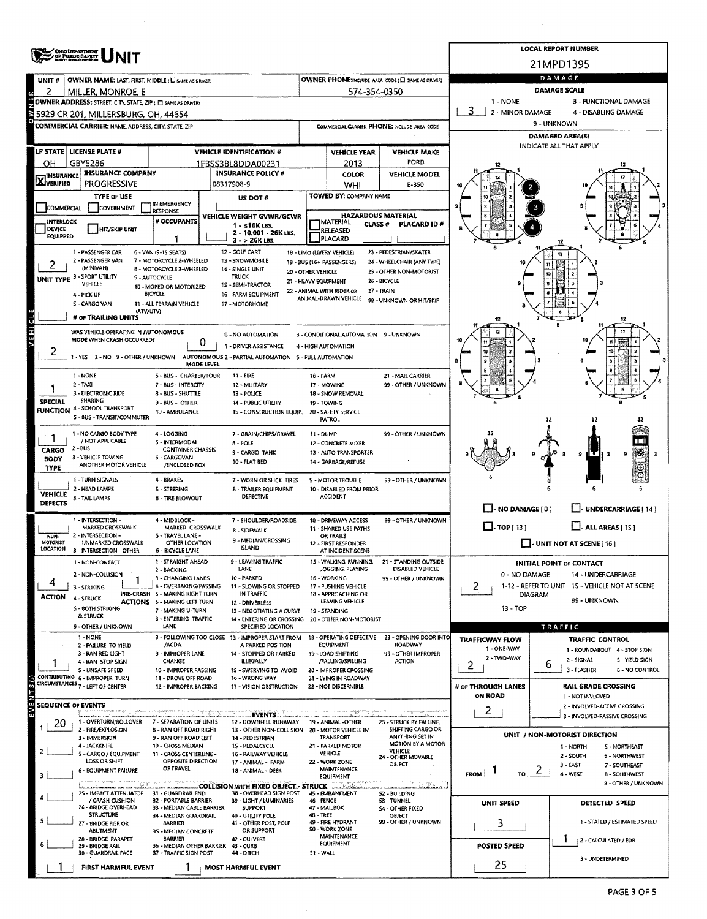# UNIT

**LOCAL REPORT NUMBER:** 21MPD1395

| UNIT # | OWNER NAME: LAST, FIRST, MIDDLE (☐ SAME AS DRIVER) | OWNER PHONE: INCLUDE AREA CODE (☐ SAME AS DRIVER) |
|---|---|---|
| 2 | MILLER, MONROE, E | 574-354-0350 |

**OWNER ADDRESS:** STREET, CITY, STATE, ZIP (☐ SAME AS DRIVER)
5929 CR 201, MILLERSBURG, OH, 44654

**COMMERCIAL CARRIER:** NAME, ADDRESS, CITY, STATE, ZIP — **COMMERCIAL CARRIER PHONE:** INCLUDE AREA CODE

| LP STATE | LICENSE PLATE # | VEHICLE IDENTIFICATION # | VEHICLE YEAR | VEHICLE MAKE |
|---|---|---|---|---|
| OH | GBY5286 | 1FBSS3BL8DDA00231 | 2013 | FORD |

| INSURANCE | INSURANCE COMPANY | INSURANCE POLICY # | COLOR | VEHICLE MODEL |
|---|---|---|---|---|
| ☒ VERIFIED | PROGRESSIVE | 08317908-9 | WHI | E-350 |

**TYPE OF USE:** ☐ COMMERCIAL ☐ GOVERNMENT ☐ IN EMERGENCY RESPONSE
**US DOT #:**
**TOWED BY:** COMPANY NAME
☐ INTERLOCK DEVICE EQUIPPED ☐ HIT/SKIP UNIT
**# OCCUPANTS:** 1
**VEHICLE WEIGHT GVWR/GCWR:** 1 - ≤10K LBS. 2 - 10.001 - 26K LBS. 3 - > 26K LBS.
**HAZARDOUS MATERIAL:** ☐ MATERIAL RELEASED ☐ PLACARD — CLASS # — PLACARD ID #

**UNIT TYPE:** 2
1 - PASSENGER CAR, 2 - PASSENGER VAN (MINIVAN), 3 - SPORT UTILITY VEHICLE, 4 - PICK UP, 5 - CARGO VAN, 6 - VAN (9-15 SEATS), 7 - MOTORCYCLE 2-WHEELED, 8 - MOTORCYCLE 3-WHEELED, 9 - AUTOCYCLE, 10 - MOPED OR MOTORIZED BICYCLE, 11 - ALL TERRAIN VEHICLE (ATV/UTV), 12 - GOLF CART, 13 - SNOWMOBILE, 14 - SINGLE UNIT TRUCK, 15 - SEMI-TRACTOR, 16 - FARM EQUIPMENT, 17 - MOTORHOME, 18 - LIMO (LIVERY VEHICLE), 19 - BUS (16+ PASSENGERS), 20 - OTHER VEHICLE, 21 - HEAVY EQUIPMENT, 22 - ANIMAL WITH RIDER OR ANIMAL-DRAWN VEHICLE, 23 - PEDESTRIAN/SKATER, 24 - WHEELCHAIR (ANY TYPE), 25 - OTHER NON-MOTORIST, 26 - BICYCLE, 27 - TRAIN, 99 - UNKNOWN OR HIT/SKIP

**# OF TRAILING UNITS:**

**WAS VEHICLE OPERATING IN AUTONOMOUS MODE WHEN CRASH OCCURRED?** 2 (1 - YES 2 - NO 9 - OTHER / UNKNOWN)
**AUTONOMOUS MODE LEVEL:** 0
0 - NO AUTOMATION, 1 - DRIVER ASSISTANCE, 2 - PARTIAL AUTOMATION, 3 - CONDITIONAL AUTOMATION, 4 - HIGH AUTOMATION, 5 - FULL AUTOMATION, 9 - UNKNOWN

**SPECIAL FUNCTION:** 1
1 - NONE, 2 - TAXI, 3 - ELECTRONIC RIDE SHARING, 4 - SCHOOL TRANSPORT, 5 - BUS - TRANSIT/COMMUTER, 6 - BUS - CHARTER/TOUR, 7 - BUS - INTERCITY, 8 - BUS - SHUTTLE, 9 - BUS - OTHER, 10 - AMBULANCE, 11 - FIRE, 12 - MILITARY, 13 - POLICE, 14 - PUBLIC UTILITY, 15 - CONSTRUCTION EQUIP., 16 - FARM, 17 - MOWING, 18 - SNOW REMOVAL, 19 - TOWING, 20 - SAFETY SERVICE PATROL, 21 - MAIL CARRIER, 99 - OTHER / UNKNOWN

**CARGO BODY TYPE:** 1
1 - NO CARGO BODY TYPE / NOT APPLICABLE, 2 - BUS, 3 - VEHICLE TOWING ANOTHER MOTOR VEHICLE, 4 - LOGGING, 5 - INTERMODAL CONTAINER CHASSIS, 6 - CARGOVAN /ENCLOSED BOX, 7 - GRAIN/CHIPS/GRAVEL, 8 - POLE, 9 - CARGO TANK, 10 - FLAT BED, 11 - DUMP, 12 - CONCRETE MIXER, 13 - AUTO TRANSPORTER, 14 - GARBAGE/REFUSE, 99 - OTHER / UNKNOWN

**VEHICLE DEFECTS:**
1 - TURN SIGNALS, 2 - HEAD LAMPS, 3 - TAIL LAMPS, 4 - BRAKES, 5 - STEERING, 6 - TIRE BLOWOUT, 7 - WORN OR SLICK TIRES, 8 - TRAILER EQUIPMENT DEFECTIVE, 9 - MOTOR TROUBLE, 10 - DISABLED FROM PRIOR ACCIDENT, 99 - OTHER / UNKNOWN

**NON-MOTORIST LOCATION:**
1 - INTERSECTION - MARKED CROSSWALK, 2 - INTERSECTION - UNMARKED CROSSWALK, 3 - INTERSECTION - OTHER, 4 - MIDBLOCK - MARKED CROSSWALK, 5 - TRAVEL LANE - OTHER LOCATION, 6 - BICYCLE LANE, 7 - SHOULDER/ROADSIDE, 8 - SIDEWALK, 9 - MEDIAN/CROSSING ISLAND, 10 - DRIVEWAY ACCESS, 11 - SHARED USE PATHS OR TRAILS, 12 - FIRST RESPONDER AT INCIDENT SCENE, 99 - OTHER / UNKNOWN

**ACTION:** 4 **PRE-CRASH ACTIONS:** 1
1 - NON-CONTACT, 2 - NON-COLLISION, 3 - STRIKING, 4 - STRUCK, 5 - BOTH STRIKING & STRUCK, 9 - OTHER / UNKNOWN
1 - STRAIGHT AHEAD, 2 - BACKING, 3 - CHANGING LANES, 4 - OVERTAKING/PASSING, 5 - MAKING RIGHT TURN, 6 - MAKING LEFT TURN, 7 - MAKING U-TURN, 8 - ENTERING TRAFFIC LANE, 9 - LEAVING TRAFFIC LANE, 10 - PARKED, 11 - SLOWING OR STOPPED IN TRAFFIC, 12 - DRIVERLESS, 13 - NEGOTIATING A CURVE, 14 - ENTERING OR CROSSING SPECIFIED LOCATION, 15 - WALKING, RUNNING, JOGGING, PLAYING, 16 - WORKING, 17 - PUSHING VEHICLE, 18 - APPROACHING OR LEAVING VEHICLE, 19 - STANDING, 20 - OTHER NON-MOTORIST, 21 - STANDING OUTSIDE DISABLED VEHICLE, 99 - OTHER / UNKNOWN

**CONTRIBUTING CIRCUMSTANCES:** 1
1 - NONE, 2 - FAILURE TO YIELD, 3 - RAN RED LIGHT, 4 - RAN STOP SIGN, 5 - UNSAFE SPEED, 6 - IMPROPER TURN, 7 - LEFT OF CENTER, 8 - FOLLOWING TOO CLOSE /ACDA, 9 - IMPROPER LANE CHANGE, 10 - IMPROPER PASSING, 11 - DROVE OFF ROAD, 12 - IMPROPER BACKING, 13 - IMPROPER START FROM A PARKED POSITION, 14 - STOPPED OR PARKED ILLEGALLY, 15 - SWERVING TO AVOID, 16 - WRONG WAY, 17 - VISION OBSTRUCTION, 18 - OPERATING DEFECTIVE EQUIPMENT, 19 - LOAD SHIFTING /FALLING/SPILLING, 20 - IMPROPER CROSSING, 21 - LYING IN ROADWAY, 22 - NOT DISCERNIBLE, 23 - OPENING DOOR INTO ROADWAY, 99 - OTHER IMPROPER ACTION

## SEQUENCE OF EVENTS

| # | Event |
|---|---|
| 1 | 20 |
| 2 | |
| 3 | |
| 4 | |
| 5 | |
| 6 | |

**EVENTS:** 1 - OVERTURN/ROLLOVER, 2 - FIRE/EXPLOSION, 3 - IMMERSION, 4 - JACKKNIFE, 5 - CARGO / EQUIPMENT LOSS OR SHIFT, 6 - EQUIPMENT FAILURE, 7 - SEPARATION OF UNITS, 8 - RAN OFF ROAD RIGHT, 9 - RAN OFF ROAD LEFT, 10 - CROSS MEDIAN, 11 - CROSS CENTERLINE - OPPOSITE DIRECTION OF TRAVEL, 12 - DOWNHILL RUNAWAY, 13 - OTHER NON-COLLISION, 14 - PEDESTRIAN, 15 - PEDALCYCLE, 16 - RAILWAY VEHICLE, 17 - ANIMAL - FARM, 18 - ANIMAL - DEER, 19 - ANIMAL -OTHER, 20 - MOTOR VEHICLE IN TRANSPORT, 21 - PARKED MOTOR VEHICLE, 22 - WORK ZONE MAINTENANCE EQUIPMENT, 23 - STRUCK BY FALLING, SHIFTING CARGO OR ANYTHING SET IN MOTION BY A MOTOR VEHICLE, 24 - OTHER MOVABLE OBJECT

**COLLISION WITH FIXED OBJECT - STRUCK:** 25 - IMPACT ATTENUATOR / CRASH CUSHION, 26 - BRIDGE OVERHEAD STRUCTURE, 27 - BRIDGE PIER OR ABUTMENT, 28 - BRIDGE PARAPET, 29 - BRIDGE RAIL, 30 - GUARDRAIL FACE, 31 - GUARDRAIL END, 32 - PORTABLE BARRIER, 33 - MEDIAN CABLE BARRIER, 34 - MEDIAN GUARDRAIL BARRIER, 35 - MEDIAN CONCRETE BARRIER, 36 - MEDIAN OTHER BARRIER, 37 - TRAFFIC SIGN POST, 38 - OVERHEAD SIGN POST, 39 - LIGHT / LUMINARIES SUPPORT, 40 - UTILITY POLE, 41 - OTHER POST, POLE OR SUPPORT, 42 - CULVERT, 43 - CURB, 44 - DITCH, 45 - EMBANKMENT, 46 - FENCE, 47 - MAILBOX, 48 - TREE, 49 - FIRE HYDRANT, 50 - WORK ZONE MAINTENANCE EQUIPMENT, 51 - WALL, 52 - BUILDING, 53 - TUNNEL, 54 - OTHER FIXED OBJECT, 99 - OTHER / UNKNOWN

**FIRST HARMFUL EVENT:** 1 **MOST HARMFUL EVENT:** 1

## DAMAGE

**DAMAGE SCALE:** 3
1 - NONE, 2 - MINOR DAMAGE, 3 - FUNCTIONAL DAMAGE, 4 - DISABLING DAMAGE, 9 - UNKNOWN

**DAMAGED AREA(S)** — INDICATE ALL THAT APPLY: 2, 3, 4

☐ - NO DAMAGE [ 0 ] ☐ - UNDERCARRIAGE [ 14 ] ☐ - TOP [ 13 ] ☐ - ALL AREAS [ 15 ] ☐ - UNIT NOT AT SCENE [ 16 ]

**INITIAL POINT OF CONTACT:** 2
0 - NO DAMAGE, 1-12 - REFER TO UNIT DIAGRAM, 13 - TOP, 14 - UNDERCARRIAGE, 15 - VEHICLE NOT AT SCENE, 99 - UNKNOWN

## TRAFFIC

**TRAFFICWAY FLOW:** 2 (1 - ONE-WAY, 2 - TWO-WAY)
**TRAFFIC CONTROL:** 6 (1 - ROUNDABOUT, 2 - SIGNAL, 3 - FLASHER, 4 - STOP SIGN, 5 - YIELD SIGN, 6 - NO CONTROL)
**# OF THROUGH LANES ON ROAD:** 2
**RAIL GRADE CROSSING:** 1 - NOT INVLOVED, 2 - INVOLVED-ACTIVE CROSSING, 3 - INVOLVED-PASSIVE CROSSING

**UNIT / NON-MOTORIST DIRECTION:** FROM 1 TO 2
1 - NORTH, 2 - SOUTH, 3 - EAST, 4 - WEST, 5 - NORTHEAST, 6 - NORTHWEST, 7 - SOUTHEAST, 8 - SOUTHWEST, 9 - OTHER / UNKNOWN

**UNIT SPEED:** 3
**POSTED SPEED:** 25
**DETECTED SPEED:** 1 (1 - STATED / ESTIMATED SPEED, 2 - CALCULATED / EDR, 3 - UNDETERMINED)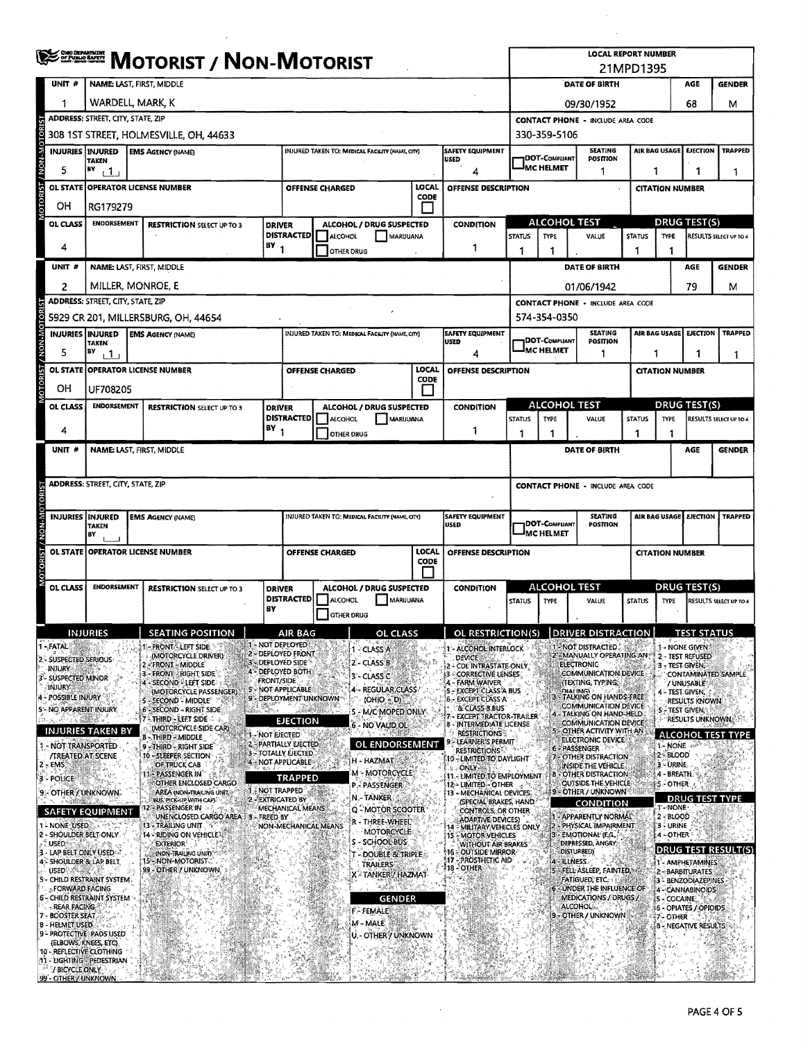# MOTORIST / NON-MOTORIST

Ohio Department of Public Safety

**LOCAL REPORT NUMBER:** 21MPD1395

## Unit 1

| UNIT # | NAME: LAST, FIRST, MIDDLE | DATE OF BIRTH | AGE | GENDER |
|---|---|---|---|---|
| 1 | WARDELL, MARK, K | 09/30/1952 | 68 | M |

| ADDRESS: STREET, CITY, STATE, ZIP | CONTACT PHONE - INCLUDE AREA CODE |
|---|---|
| 308 1ST STREET, HOLMESVILLE, OH, 44633 | 330-359-5106 |

| INJURIES | INJURED TAKEN BY | EMS AGENCY (NAME) | INJURED TAKEN TO: MEDICAL FACILITY (NAME, CITY) | SAFETY EQUIPMENT USED | DOT-COMPLIANT MC HELMET | SEATING POSITION | AIR BAG USAGE | EJECTION | TRAPPED |
|---|---|---|---|---|---|---|---|---|---|
| 5 | 1 | | | 4 | | 1 | 1 | 1 | 1 |

| OL STATE | OPERATOR LICENSE NUMBER | OFFENSE CHARGED | LOCAL CODE | OFFENSE DESCRIPTION | CITATION NUMBER |
|---|---|---|---|---|---|
| OH | RG179279 | | | | |

| OL CLASS | ENDORSEMENT | RESTRICTION SELECT UP TO 3 | DRIVER DISTRACTED BY | ALCOHOL / DRUG SUSPECTED | CONDITION | ALCOHOL TEST STATUS | ALCOHOL TEST TYPE | ALCOHOL TEST VALUE | DRUG TEST STATUS | DRUG TEST TYPE | DRUG TEST RESULTS SELECT UP TO 4 |
|---|---|---|---|---|---|---|---|---|---|---|---|
| 4 | | | 1 | | 1 | 1 | 1 | | 1 | 1 | |

## Unit 2

| UNIT # | NAME: LAST, FIRST, MIDDLE | DATE OF BIRTH | AGE | GENDER |
|---|---|---|---|---|
| 2 | MILLER, MONROE, E | 01/06/1942 | 79 | M |

| ADDRESS: STREET, CITY, STATE, ZIP | CONTACT PHONE - INCLUDE AREA CODE |
|---|---|
| 5929 CR 201, MILLERSBURG, OH, 44654 | 574-354-0350 |

| INJURIES | INJURED TAKEN BY | EMS AGENCY (NAME) | INJURED TAKEN TO: MEDICAL FACILITY (NAME, CITY) | SAFETY EQUIPMENT USED | DOT-COMPLIANT MC HELMET | SEATING POSITION | AIR BAG USAGE | EJECTION | TRAPPED |
|---|---|---|---|---|---|---|---|---|---|
| 5 | 1 | | | 4 | | 1 | 1 | 1 | 1 |

| OL STATE | OPERATOR LICENSE NUMBER | OFFENSE CHARGED | LOCAL CODE | OFFENSE DESCRIPTION | CITATION NUMBER |
|---|---|---|---|---|---|
| OH | UF708205 | | | | |

| OL CLASS | ENDORSEMENT | RESTRICTION SELECT UP TO 3 | DRIVER DISTRACTED BY | ALCOHOL / DRUG SUSPECTED | CONDITION | ALCOHOL TEST STATUS | ALCOHOL TEST TYPE | ALCOHOL TEST VALUE | DRUG TEST STATUS | DRUG TEST TYPE | DRUG TEST RESULTS SELECT UP TO 4 |
|---|---|---|---|---|---|---|---|---|---|---|---|
| 4 | | | 1 | | 1 | 1 | 1 | | 1 | 1 | |

## Unit (blank)

| UNIT # | NAME: LAST, FIRST, MIDDLE | DATE OF BIRTH | AGE | GENDER |
|---|---|---|---|---|
| | | | | |

| ADDRESS: STREET, CITY, STATE, ZIP | CONTACT PHONE - INCLUDE AREA CODE |
|---|---|
| | |

| INJURIES | INJURED TAKEN BY | EMS AGENCY (NAME) | INJURED TAKEN TO: MEDICAL FACILITY (NAME, CITY) | SAFETY EQUIPMENT USED | DOT-COMPLIANT MC HELMET | SEATING POSITION | AIR BAG USAGE | EJECTION | TRAPPED |
|---|---|---|---|---|---|---|---|---|---|
| | | | | | | | | | |

| OL STATE | OPERATOR LICENSE NUMBER | OFFENSE CHARGED | LOCAL CODE | OFFENSE DESCRIPTION | CITATION NUMBER |
|---|---|---|---|---|---|
| | | | | | |

| OL CLASS | ENDORSEMENT | RESTRICTION SELECT UP TO 3 | DRIVER DISTRACTED BY | ALCOHOL / DRUG SUSPECTED | CONDITION | ALCOHOL TEST STATUS | ALCOHOL TEST TYPE | ALCOHOL TEST VALUE | DRUG TEST STATUS | DRUG TEST TYPE | DRUG TEST RESULTS SELECT UP TO 4 |
|---|---|---|---|---|---|---|---|---|---|---|---|
| | | | | | | | | | | | |

## Codes

**INJURIES**
1 - FATAL
2 - SUSPECTED SERIOUS INJURY
3 - SUSPECTED MINOR INJURY
4 - POSSIBLE INJURY
5 - NO APPARENT INJURY

**INJURIES TAKEN BY**
1 - NOT TRANSPORTED /TREATED AT SCENE
2 - EMS
3 - POLICE
9 - OTHER / UNKNOWN

**SAFETY EQUIPMENT**
1 - NONE USED
2 - SHOULDER BELT ONLY USED
3 - LAP BELT ONLY USED
4 - SHOULDER & LAP BELT USED
5 - CHILD RESTRAINT SYSTEM - FORWARD FACING
6 - CHILD RESTRAINT SYSTEM - REAR FACING
7 - BOOSTER SEAT
8 - HELMET USED
9 - PROTECTIVE PADS USED (ELBOWS, KNEES, ETC)
10 - REFLECTIVE CLOTHING
11 - LIGHTING - PEDESTRIAN / BICYCLE ONLY
99 - OTHER / UNKNOWN

**SEATING POSITION**
1 - FRONT - LEFT SIDE (MOTORCYCLE DRIVER)
2 - FRONT - MIDDLE
3 - FRONT - RIGHT SIDE
4 - SECOND - LEFT SIDE (MOTORCYCLE PASSENGER)
5 - SECOND - MIDDLE
6 - SECOND - RIGHT SIDE
7 - THIRD - LEFT SIDE (MOTORCYCLE SIDE CAR)
8 - THIRD - MIDDLE
9 - THIRD - RIGHT SIDE
10 - SLEEPER SECTION OF TRUCK CAB
11 - PASSENGER IN OTHER ENCLOSED CARGO AREA (NON-TRAILING UNIT, BUS, PICK-UP WITH CAP)
12 - PASSENGER IN UNENCLOSED CARGO AREA
13 - TRAILING UNIT
14 - RIDING ON VEHICLE EXTERIOR (NON-TRAILING UNIT)
15 - NON-MOTORIST
99 - OTHER / UNKNOWN

**AIR BAG**
1 - NOT DEPLOYED
2 - DEPLOYED FRONT
3 - DEPLOYED SIDE
4 - DEPLOYED BOTH FRONT/SIDE
5 - NOT APPLICABLE
9 - DEPLOYMENT UNKNOWN

**EJECTION**
1 - NOT EJECTED
2 - PARTIALLY EJECTED
3 - TOTALLY EJECTED
4 - NOT APPLICABLE

**TRAPPED**
1 - NOT TRAPPED
2 - EXTRICATED BY MECHANICAL MEANS
3 - FREED BY NON-MECHANICAL MEANS

**OL CLASS**
1 - CLASS A
2 - CLASS B
3 - CLASS C
4 - REGULAR CLASS (OHIO = D)
5 - M/C MOPED ONLY
6 - NO VALID OL

**OL ENDORSEMENT**
H - HAZMAT
M - MOTORCYCLE
P - PASSENGER
N - TANKER
Q - MOTOR SCOOTER
R - THREE-WHEEL MOTORCYCLE
S - SCHOOL BUS
T - DOUBLE & TRIPLE TRAILERS
X - TANKER / HAZMAT

**GENDER**
F - FEMALE
M - MALE
U - OTHER / UNKNOWN

**OL RESTRICTION(S)**
1 - ALCOHOL INTERLOCK DEVICE
2 - CDL INTRASTATE ONLY
3 - CORRECTIVE LENSES
4 - FARM WAIVER
5 - EXCEPT CLASS A BUS
6 - EXCEPT CLASS A & CLASS B BUS
7 - EXCEPT TRACTOR-TRAILER
8 - INTERMEDIATE LICENSE RESTRICTIONS
9 - LEARNER'S PERMIT RESTRICTIONS
10 - LIMITED TO DAYLIGHT ONLY
11 - LIMITED TO EMPLOYMENT
12 - LIMITED - OTHER
13 - MECHANICAL DEVICES (SPECIAL BRAKES, HAND CONTROLS, OR OTHER ADAPTIVE DEVICES)
14 - MILITARY VEHICLES ONLY
15 - MOTOR VEHICLES WITHOUT AIR BRAKES
16 - OUTSIDE MIRROR
17 - PROSTHETIC AID
18 - OTHER

**DRIVER DISTRACTION**
1 - NOT DISTRACTED
2 - MANUALLY OPERATING AN ELECTRONIC COMMUNICATION DEVICE (TEXTING, TYPING, DIALING)
3 - TALKING ON HANDS-FREE COMMUNICATION DEVICE
4 - TALKING ON HAND-HELD COMMUNICATION DEVICE
5 - OTHER ACTIVITY WITH AN ELECTRONIC DEVICE
6 - PASSENGER
7 - OTHER DISTRACTION INSIDE THE VEHICLE
8 - OTHER DISTRACTION OUTSIDE THE VEHICLE
9 - OTHER / UNKNOWN

**CONDITION**
1 - APPARENTLY NORMAL
2 - PHYSICAL IMPAIRMENT
3 - EMOTIONAL (E.G., DEPRESSED, ANGRY, DISTURBED)
4 - ILLNESS
5 - FELL ASLEEP, FAINTED, FATIGUED, ETC.
6 - UNDER THE INFLUENCE OF MEDICATIONS / DRUGS / ALCOHOL
9 - OTHER / UNKNOWN

**TEST STATUS**
1 - NONE GIVEN
2 - TEST REFUSED
3 - TEST GIVEN, CONTAMINATED SAMPLE / UNUSABLE
4 - TEST GIVEN, RESULTS KNOWN
5 - TEST GIVEN, RESULTS UNKNOWN

**ALCOHOL TEST TYPE**
1 - NONE
2 - BLOOD
3 - URINE
4 - BREATH
5 - OTHER

**DRUG TEST TYPE**
1 - NONE
2 - BLOOD
3 - URINE
4 - OTHER

**DRUG TEST RESULT(S)**
1 - AMPHETAMINES
2 - BARBITURATES
3 - BENZODIAZEPINES
4 - CANNABINOIDS
5 - COCAINE
6 - OPIATES / OPIOIDS
7 - OTHER
8 - NEGATIVE RESULTS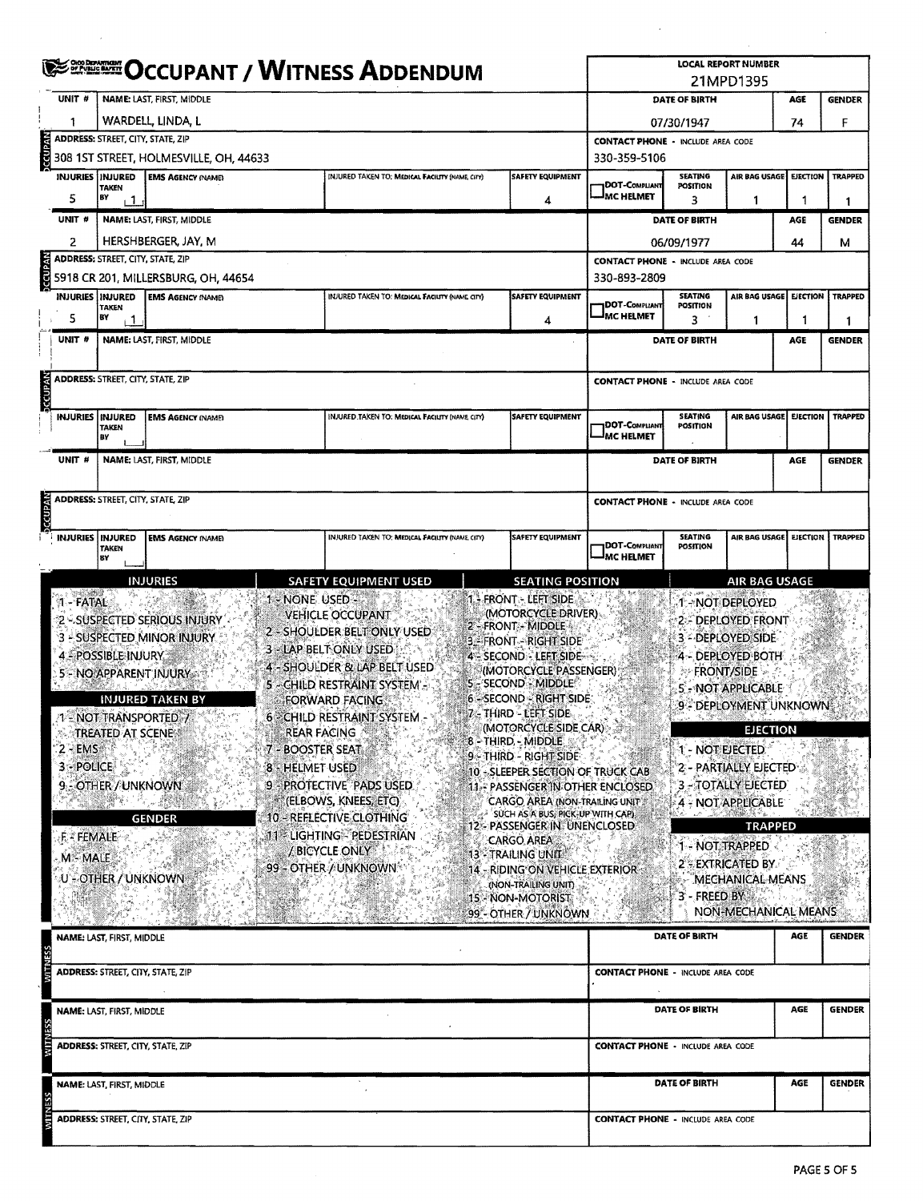# OCCUPANT / WITNESS ADDENDUM

Ohio Department of Public Safety

**LOCAL REPORT NUMBER:** 21MPD1395

## Occupant

| UNIT # | NAME: LAST, FIRST, MIDDLE | DATE OF BIRTH | AGE | GENDER |
|---|---|---|---|---|
| 1 | WARDELL, LINDA, L | 07/30/1947 | 74 | F |

| ADDRESS: STREET, CITY, STATE, ZIP | CONTACT PHONE - INCLUDE AREA CODE |
|---|---|
| 308 1ST STREET, HOLMESVILLE, OH, 44633 | 330-359-5106 |

| INJURIES | INJURED TAKEN BY | EMS AGENCY (NAME) | INJURED TAKEN TO: MEDICAL FACILITY (NAME, CITY) | SAFETY EQUIPMENT | DOT-COMPLIANT MC HELMET | SEATING POSITION | AIR BAG USAGE | EJECTION | TRAPPED |
|---|---|---|---|---|---|---|---|---|---|
| 5 | 1 | | | 4 | | 3 | 1 | 1 | 1 |

## Occupant

| UNIT # | NAME: LAST, FIRST, MIDDLE | DATE OF BIRTH | AGE | GENDER |
|---|---|---|---|---|
| 2 | HERSHBERGER, JAY, M | 06/09/1977 | 44 | M |

| ADDRESS: STREET, CITY, STATE, ZIP | CONTACT PHONE - INCLUDE AREA CODE |
|---|---|
| 5918 CR 201, MILLERSBURG, OH, 44654 | 330-893-2809 |

| INJURIES | INJURED TAKEN BY | EMS AGENCY (NAME) | INJURED TAKEN TO: MEDICAL FACILITY (NAME, CITY) | SAFETY EQUIPMENT | DOT-COMPLIANT MC HELMET | SEATING POSITION | AIR BAG USAGE | EJECTION | TRAPPED |
|---|---|---|---|---|---|---|---|---|---|
| 5 | 1 | | | 4 | | 3 | 1 | 1 | 1 |

## Occupant

| UNIT # | NAME: LAST, FIRST, MIDDLE | DATE OF BIRTH | AGE | GENDER |
|---|---|---|---|---|
| | | | | |

| ADDRESS: STREET, CITY, STATE, ZIP | CONTACT PHONE - INCLUDE AREA CODE |
|---|---|
| | |

| INJURIES | INJURED TAKEN BY | EMS AGENCY (NAME) | INJURED TAKEN TO: MEDICAL FACILITY (NAME, CITY) | SAFETY EQUIPMENT | DOT-COMPLIANT MC HELMET | SEATING POSITION | AIR BAG USAGE | EJECTION | TRAPPED |
|---|---|---|---|---|---|---|---|---|---|
| | | | | | | | | | |

## Occupant

| UNIT # | NAME: LAST, FIRST, MIDDLE | DATE OF BIRTH | AGE | GENDER |
|---|---|---|---|---|
| | | | | |

| ADDRESS: STREET, CITY, STATE, ZIP | CONTACT PHONE - INCLUDE AREA CODE |
|---|---|
| | |

| INJURIES | INJURED TAKEN BY | EMS AGENCY (NAME) | INJURED TAKEN TO: MEDICAL FACILITY (NAME, CITY) | SAFETY EQUIPMENT | DOT-COMPLIANT MC HELMET | SEATING POSITION | AIR BAG USAGE | EJECTION | TRAPPED |
|---|---|---|---|---|---|---|---|---|---|
| | | | | | | | | | |

## Codes

**INJURIES**
1 - FATAL
2 - SUSPECTED SERIOUS INJURY
3 - SUSPECTED MINOR INJURY
4 - POSSIBLE INJURY
5 - NO APPARENT INJURY

**INJURED TAKEN BY**
1 - NOT TRANSPORTED / TREATED AT SCENE
2 - EMS
3 - POLICE
9 - OTHER / UNKNOWN

**GENDER**
F - FEMALE
M - MALE
U - OTHER / UNKNOWN

**SAFETY EQUIPMENT USED**
1 - NONE USED - VEHICLE OCCUPANT
2 - SHOULDER BELT ONLY USED
3 - LAP BELT ONLY USED
4 - SHOULDER & LAP BELT USED
5 - CHILD RESTRAINT SYSTEM - FORWARD FACING
6 - CHILD RESTRAINT SYSTEM - REAR FACING
7 - BOOSTER SEAT
8 - HELMET USED
9 - PROTECTIVE PADS USED (ELBOWS, KNEES, ETC)
10 - REFLECTIVE CLOTHING
11 - LIGHTING - PEDESTRIAN / BICYCLE ONLY
99 - OTHER / UNKNOWN

**SEATING POSITION**
1 - FRONT - LEFT SIDE (MOTORCYCLE DRIVER)
2 - FRONT - MIDDLE
3 - FRONT - RIGHT SIDE
4 - SECOND - LEFT SIDE (MOTORCYCLE PASSENGER)
5 - SECOND - MIDDLE
6 - SECOND - RIGHT SIDE
7 - THIRD - LEFT SIDE (MOTORCYCLE SIDE CAR)
8 - THIRD - MIDDLE
9 - THIRD - RIGHT SIDE
10 - SLEEPER SECTION OF TRUCK CAB
11 - PASSENGER IN OTHER ENCLOSED CARGO AREA (NON-TRAILING UNIT SUCH AS A BUS, PICK-UP WITH CAP)
12 - PASSENGER IN UNENCLOSED CARGO AREA
13 - TRAILING UNIT
14 - RIDING ON VEHICLE EXTERIOR (NON-TRAILING UNIT)
15 - NON-MOTORIST
99 - OTHER / UNKNOWN

**AIR BAG USAGE**
1 - NOT DEPLOYED
2 - DEPLOYED FRONT
3 - DEPLOYED SIDE
4 - DEPLOYED BOTH FRONT/SIDE
5 - NOT APPLICABLE
9 - DEPLOYMENT UNKNOWN

**EJECTION**
1 - NOT EJECTED
2 - PARTIALLY EJECTED
3 - TOTALLY EJECTED
4 - NOT APPLICABLE

**TRAPPED**
1 - NOT TRAPPED
2 - EXTRICATED BY MECHANICAL MEANS
3 - FREED BY NON-MECHANICAL MEANS

## Witness

| NAME: LAST, FIRST, MIDDLE | DATE OF BIRTH | AGE | GENDER |
|---|---|---|---|
| | | | |

| ADDRESS: STREET, CITY, STATE, ZIP | CONTACT PHONE - INCLUDE AREA CODE |
|---|---|
| | |

## Witness

| NAME: LAST, FIRST, MIDDLE | DATE OF BIRTH | AGE | GENDER |
|---|---|---|---|
| | | | |

| ADDRESS: STREET, CITY, STATE, ZIP | CONTACT PHONE - INCLUDE AREA CODE |
|---|---|
| | |

## Witness

| NAME: LAST, FIRST, MIDDLE | DATE OF BIRTH | AGE | GENDER |
|---|---|---|---|
| | | | |

| ADDRESS: STREET, CITY, STATE, ZIP | CONTACT PHONE - INCLUDE AREA CODE |
|---|---|
| | |